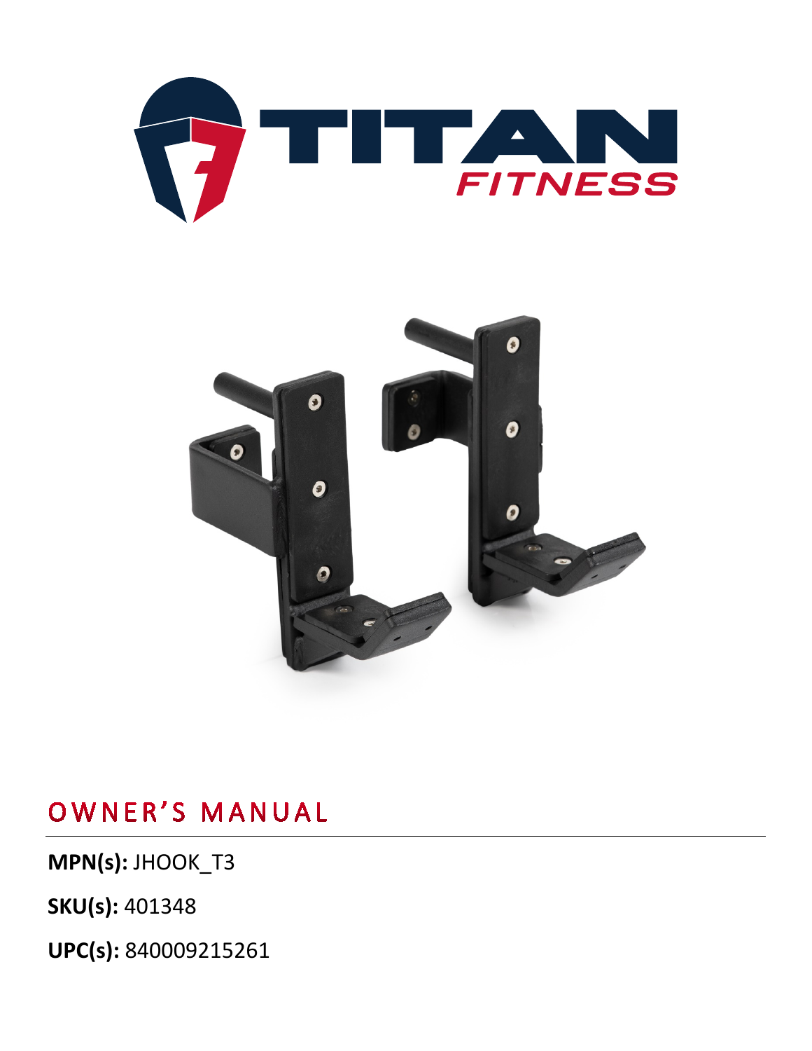# OWNER'S MANUAL

**MPN(s):** JHOOK_T3

**SKU(s):** 401348

**UPC(s):** 840009215261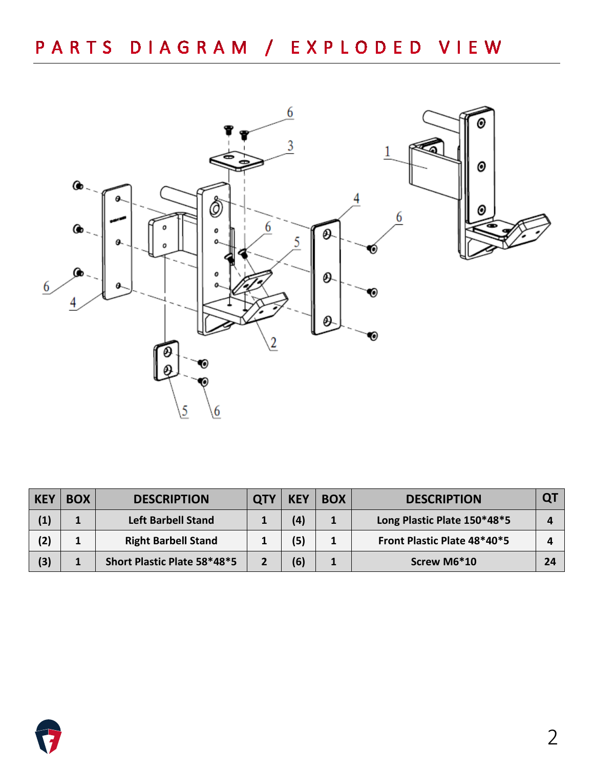# PARTS DIAGRAM / EXPLODED VIEW

| KEY | BOX | DESCRIPTION | QTY | KEY | BOX | DESCRIPTION | QT |
|---|---|---|---|---|---|---|---|
| (1) | 1 | Left Barbell Stand | 1 | (4) | 1 | Long Plastic Plate 150*48*5 | 4 |
| (2) | 1 | Right Barbell Stand | 1 | (5) | 1 | Front Plastic Plate 48*40*5 | 4 |
| (3) | 1 | Short Plastic Plate 58*48*5 | 2 | (6) | 1 | Screw M6*10 | 24 |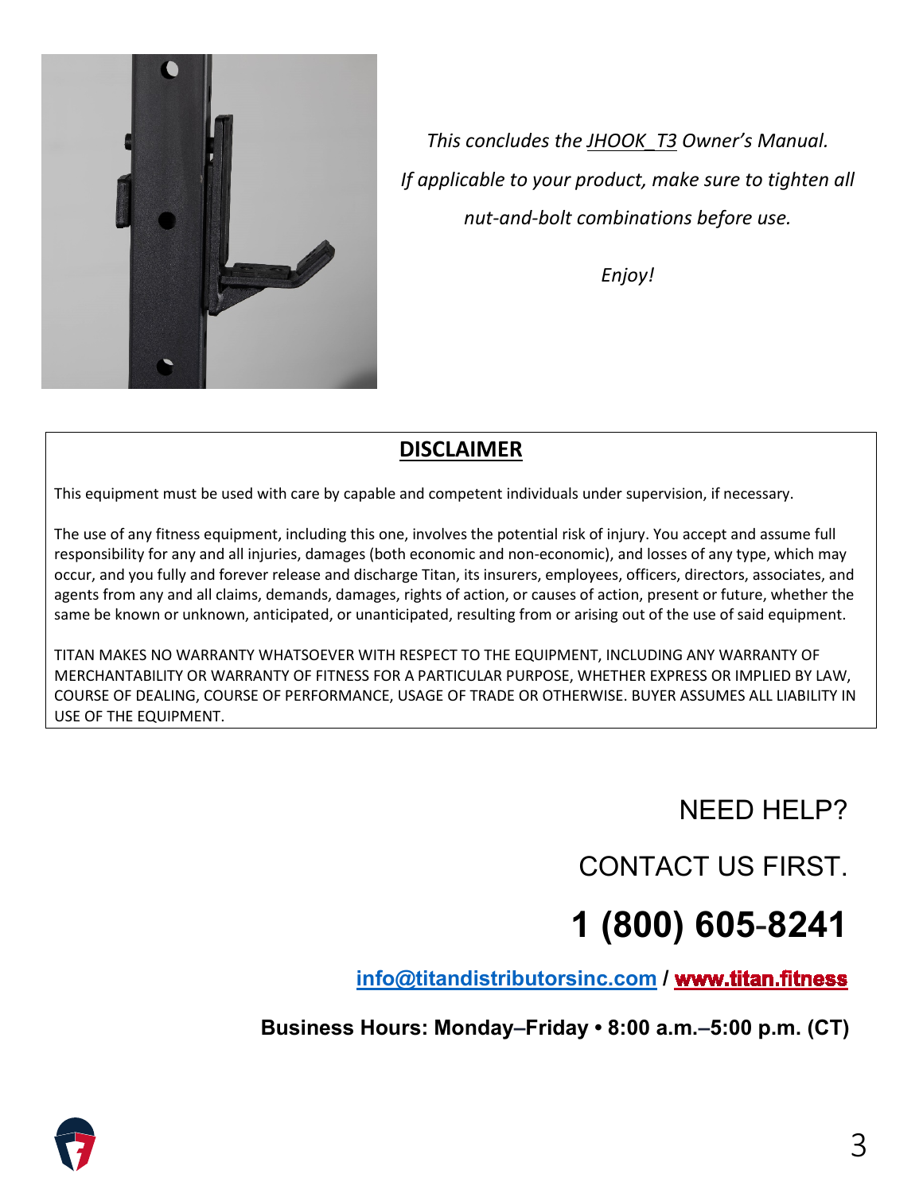*This concludes the JHOOK_T3 Owner's Manual.*

*If applicable to your product, make sure to tighten all nut-and-bolt combinations before use.*

*Enjoy!*

## DISCLAIMER

This equipment must be used with care by capable and competent individuals under supervision, if necessary.

The use of any fitness equipment, including this one, involves the potential risk of injury. You accept and assume full responsibility for any and all injuries, damages (both economic and non-economic), and losses of any type, which may occur, and you fully and forever release and discharge Titan, its insurers, employees, officers, directors, associates, and agents from any and all claims, demands, damages, rights of action, or causes of action, present or future, whether the same be known or unknown, anticipated, or unanticipated, resulting from or arising out of the use of said equipment.

TITAN MAKES NO WARRANTY WHATSOEVER WITH RESPECT TO THE EQUIPMENT, INCLUDING ANY WARRANTY OF MERCHANTABILITY OR WARRANTY OF FITNESS FOR A PARTICULAR PURPOSE, WHETHER EXPRESS OR IMPLIED BY LAW, COURSE OF DEALING, COURSE OF PERFORMANCE, USAGE OF TRADE OR OTHERWISE. BUYER ASSUMES ALL LIABILITY IN USE OF THE EQUIPMENT.

NEED HELP?

CONTACT US FIRST.

**1 (800) 605-8241**

**info@titandistributorsinc.com / www.titan.fitness**

**Business Hours: Monday–Friday • 8:00 a.m.–5:00 p.m. (CT)**